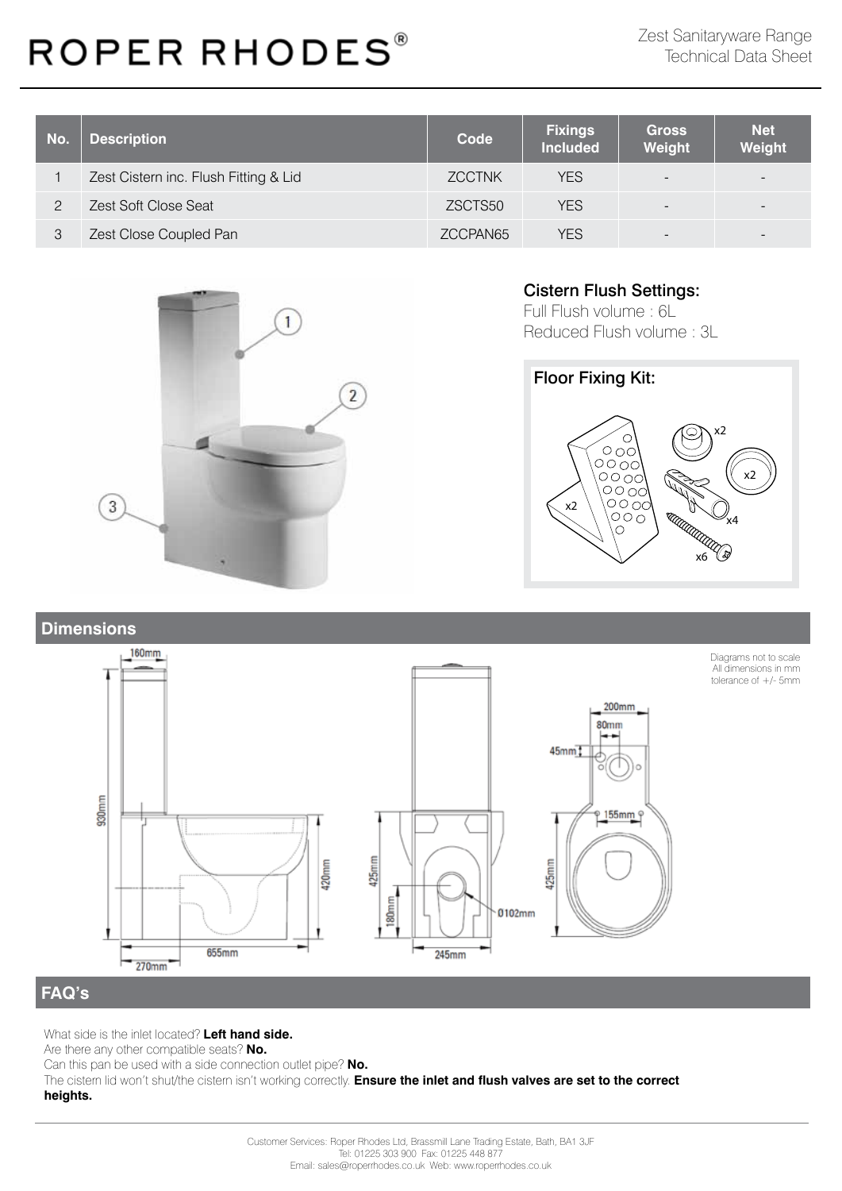# ROPER RHODES®

Zest Sanitaryware Range
Technical Data Sheet

| No. | Description | Code | Fixings Included | Gross Weight | Net Weight |
|---|---|---|---|---|---|
| 1 | Zest Cistern inc. Flush Fitting & Lid | ZCCTNK | YES | - | - |
| 2 | Zest Soft Close Seat | ZSCTS50 | YES | - | - |
| 3 | Zest Close Coupled Pan | ZCCPAN65 | YES | - | - |

## Cistern Flush Settings:

Full Flush volume : 6L
Reduced Flush volume : 3L

## Floor Fixing Kit:

## Dimensions

Diagrams not to scale
All dimensions in mm
tolerance of +/- 5mm

## FAQ's

What side is the inlet located? **Left hand side.**
Are there any other compatible seats? **No.**
Can this pan be used with a side connection outlet pipe? **No.**
The cistern lid won't shut/the cistern isn't working correctly. **Ensure the inlet and flush valves are set to the correct heights.**

Customer Services: Roper Rhodes Ltd, Brassmill Lane Trading Estate, Bath, BA1 3JF
Tel: 01225 303 900 Fax: 01225 448 877
Email: sales@roperrhodes.co.uk Web: www.roperrhodes.co.uk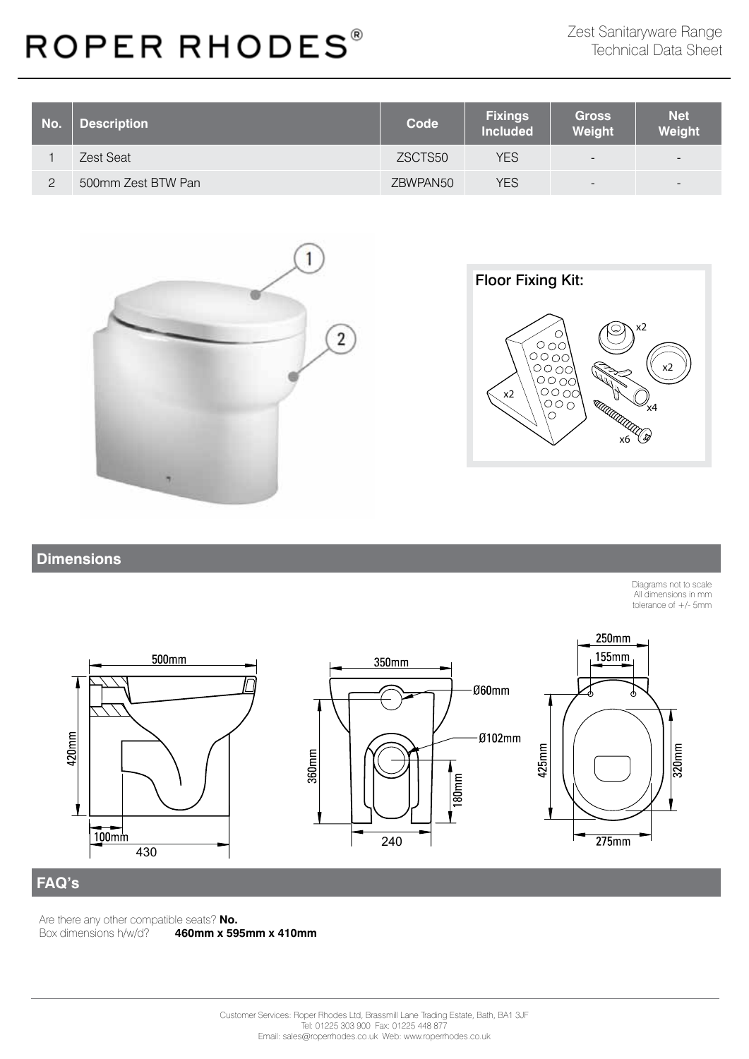| No. | Description | Code | Fixings Included | Gross Weight | Net Weight |
|---|---|---|---|---|---|
| 1 | Zest Seat | ZSCTS50 | YES | - | - |
| 2 | 500mm Zest BTW Pan | ZBWPAN50 | YES | - | - |

Floor Fixing Kit:

## Dimensions

Diagrams not to scale
All dimensions in mm
tolerance of +/- 5mm

## FAQ's

Are there any other compatible seats? **No.**
Box dimensions h/w/d? **460mm x 595mm x 410mm**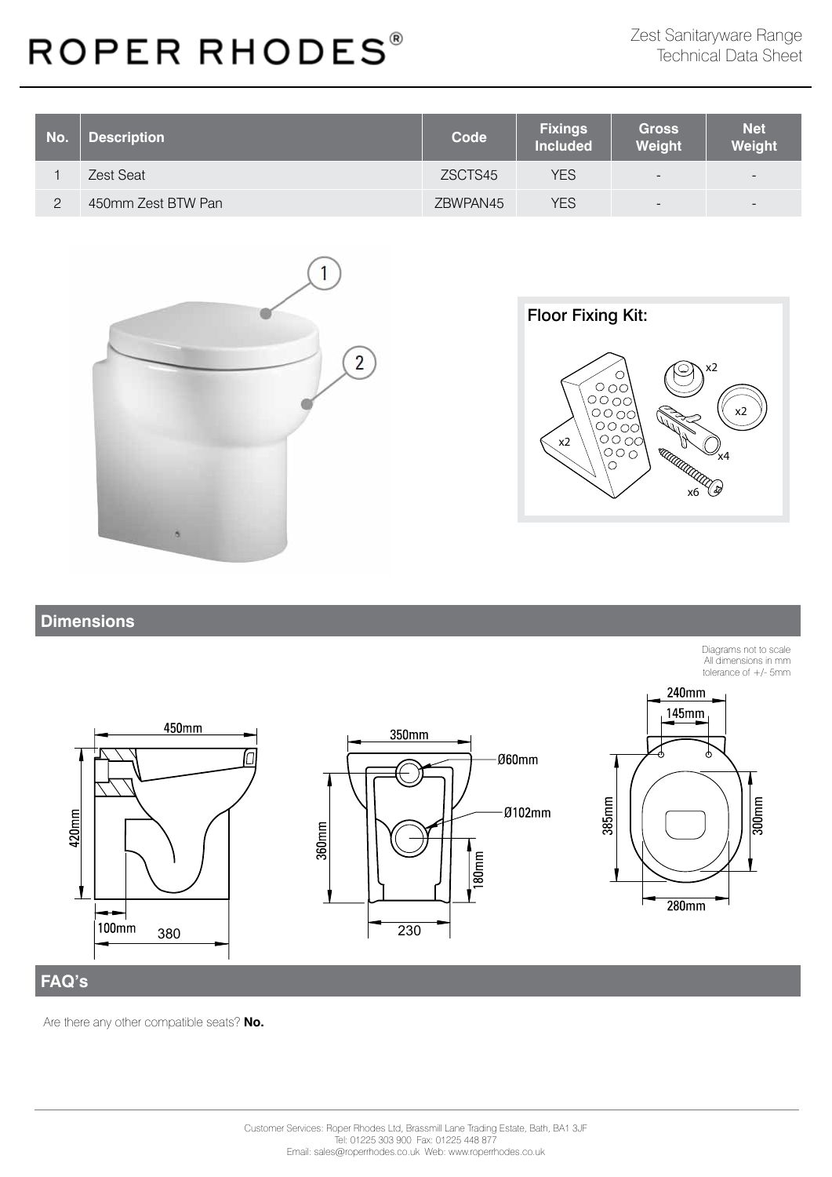# ROPER RHODES®

Zest Sanitaryware Range
Technical Data Sheet

| No. | Description | Code | Fixings Included | Gross Weight | Net Weight |
|---|---|---|---|---|---|
| 1 | Zest Seat | ZSCTS45 | YES | - | - |
| 2 | 450mm Zest BTW Pan | ZBWPAN45 | YES | - | - |

Floor Fixing Kit:

## Dimensions

Diagrams not to scale
All dimensions in mm
tolerance of +/- 5mm

## FAQ's

Are there any other compatible seats? **No.**

Customer Services: Roper Rhodes Ltd, Brassmill Lane Trading Estate, Bath, BA1 3JF
Tel: 01225 303 900 Fax: 01225 448 877
Email: sales@roperrhodes.co.uk Web: www.roperrhodes.co.uk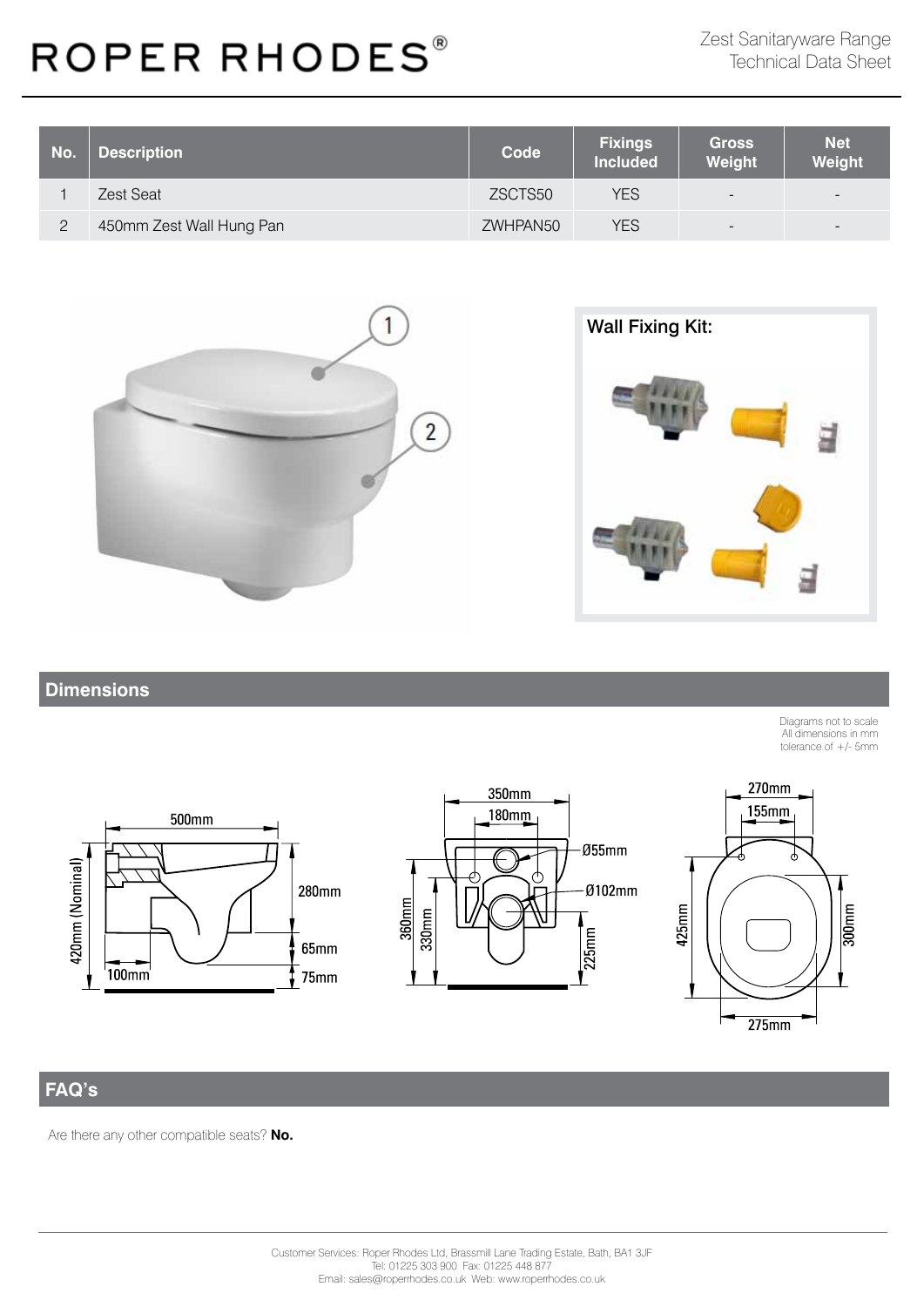# ROPER RHODES®

Zest Sanitaryware Range
Technical Data Sheet

| No. | Description | Code | Fixings Included | Gross Weight | Net Weight |
|---|---|---|---|---|---|
| 1 | Zest Seat | ZSCTS50 | YES | - | - |
| 2 | 450mm Zest Wall Hung Pan | ZWHPAN50 | YES | - | - |

Wall Fixing Kit:

## Dimensions

Diagrams not to scale
All dimensions in mm
tolerance of +/- 5mm

## FAQ's

Are there any other compatible seats? **No.**

Customer Services: Roper Rhodes Ltd, Brassmill Lane Trading Estate, Bath, BA1 3JF
Tel: 01225 303 900 Fax: 01225 448 877
Email: sales@roperrhodes.co.uk Web: www.roperrhodes.co.uk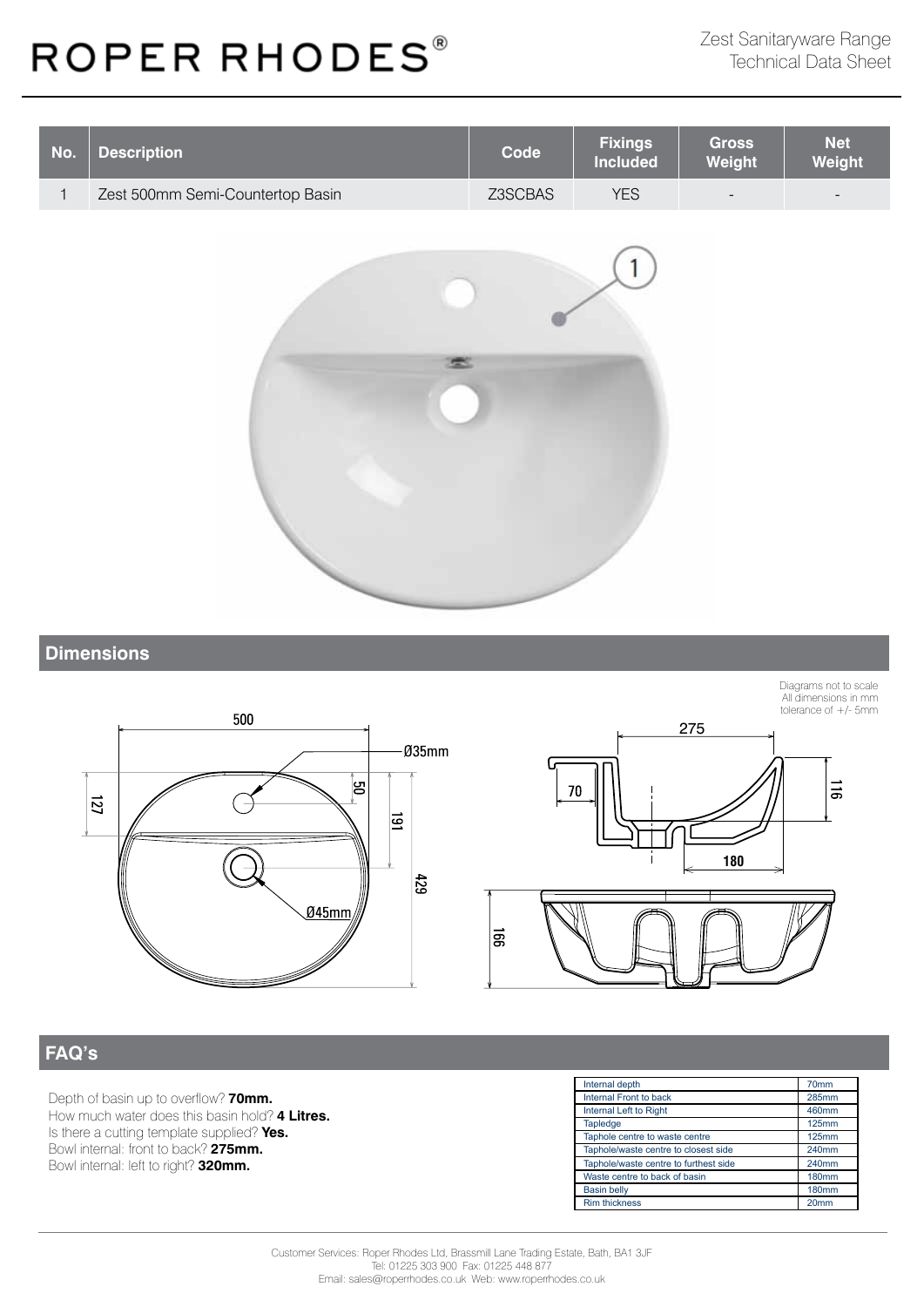# ROPER RHODES®

Zest Sanitaryware Range
Technical Data Sheet

| No. | Description | Code | Fixings Included | Gross Weight | Net Weight |
|---|---|---|---|---|---|
| 1 | Zest 500mm Semi-Countertop Basin | Z3SCBAS | YES | - | - |

## Dimensions

Diagrams not to scale
All dimensions in mm
tolerance of +/- 5mm

## FAQ's

Depth of basin up to overflow? **70mm.**
How much water does this basin hold? **4 Litres.**
Is there a cutting template supplied? **Yes.**
Bowl internal: front to back? **275mm.**
Bowl internal: left to right? **320mm.**

| | |
|---|---|
| Internal depth | 70mm |
| Internal Front to back | 285mm |
| Internal Left to Right | 460mm |
| Tapledge | 125mm |
| Taphole centre to waste centre | 125mm |
| Taphole/waste centre to closest side | 240mm |
| Taphole/waste centre to furthest side | 240mm |
| Waste centre to back of basin | 180mm |
| Basin belly | 180mm |
| Rim thickness | 20mm |

Customer Services: Roper Rhodes Ltd, Brassmill Lane Trading Estate, Bath, BA1 3JF
Tel: 01225 303 900 Fax: 01225 448 877
Email: sales@roperrhodes.co.uk Web: www.roperrhodes.co.uk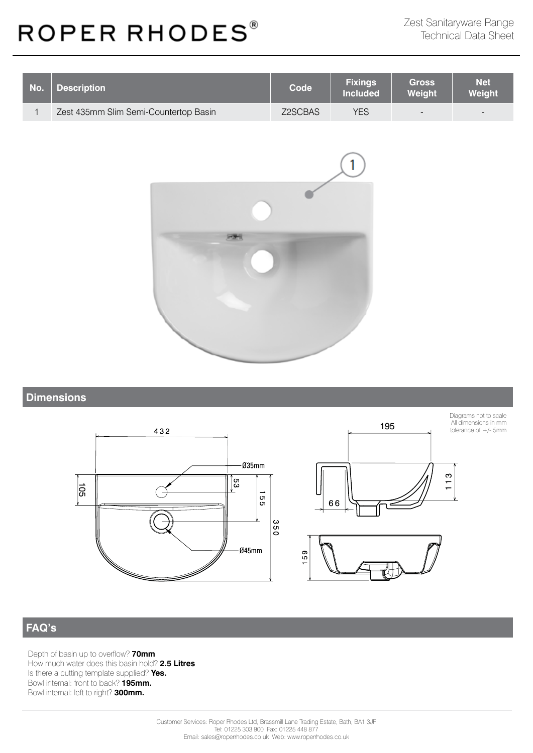# ROPER RHODES®

Zest Sanitaryware Range
Technical Data Sheet

| No. | Description | Code | Fixings Included | Gross Weight | Net Weight |
|---|---|---|---|---|---|
| 1 | Zest 435mm Slim Semi-Countertop Basin | Z2SCBAS | YES | - | - |

## Dimensions

Diagrams not to scale
All dimensions in mm
tolerance of +/- 5mm

## FAQ's

Depth of basin up to overflow? **70mm**
How much water does this basin hold? **2.5 Litres**
Is there a cutting template supplied? **Yes.**
Bowl internal: front to back? **195mm.**
Bowl internal: left to right? **300mm.**

Customer Services: Roper Rhodes Ltd, Brassmill Lane Trading Estate, Bath, BA1 3JF
Tel: 01225 303 900 Fax: 01225 448 877
Email: sales@roperrhodes.co.uk Web: www.roperrhodes.co.uk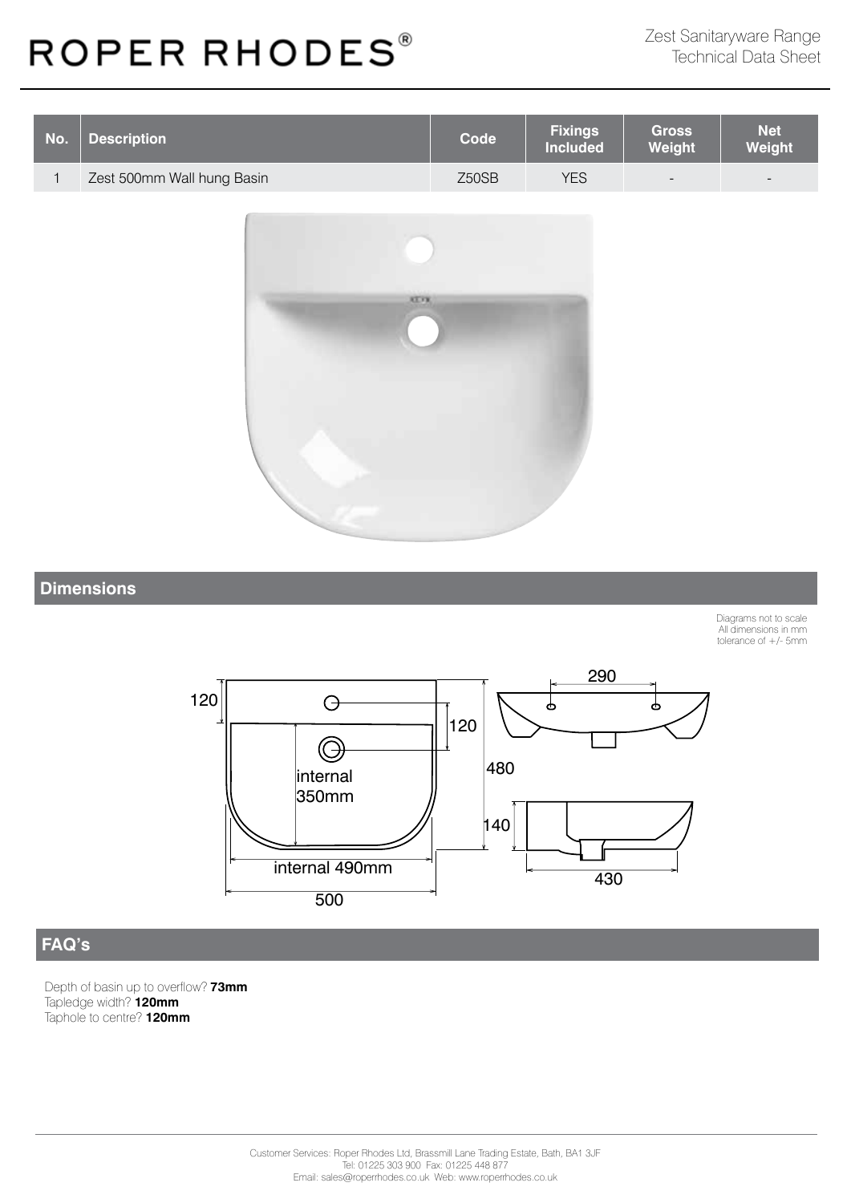# ROPER RHODES®

Zest Sanitaryware Range
Technical Data Sheet

| No. | Description | Code | Fixings Included | Gross Weight | Net Weight |
|---|---|---|---|---|---|
| 1 | Zest 500mm Wall hung Basin | Z50SB | YES | - | - |

## Dimensions

Diagrams not to scale
All dimensions in mm
tolerance of +/- 5mm

## FAQ's

Depth of basin up to overflow? **73mm**
Tapledge width? **120mm**
Taphole to centre? **120mm**

Customer Services: Roper Rhodes Ltd, Brassmill Lane Trading Estate, Bath, BA1 3JF
Tel: 01225 303 900 Fax: 01225 448 877
Email: sales@roperrhodes.co.uk Web: www.roperrhodes.co.uk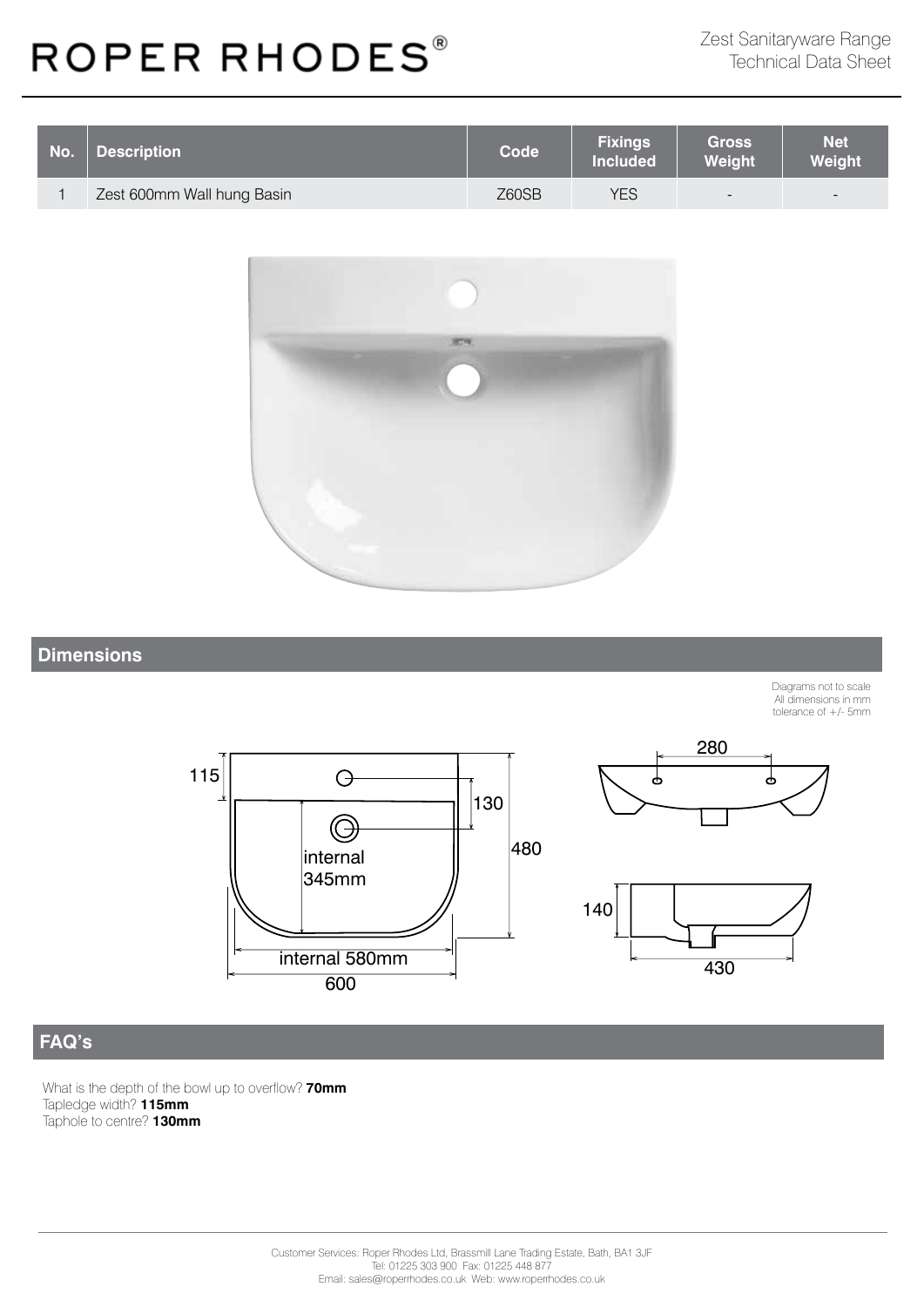# ROPER RHODES®

Zest Sanitaryware Range
Technical Data Sheet

| No. | Description | Code | Fixings Included | Gross Weight | Net Weight |
|---|---|---|---|---|---|
| 1 | Zest 600mm Wall hung Basin | Z60SB | YES | - | - |

## Dimensions

Diagrams not to scale
All dimensions in mm
tolerance of +/- 5mm

115
130
480
internal 345mm
internal 580mm
600
280
140
430

## FAQ's

What is the depth of the bowl up to overflow? **70mm**
Tapledge width? **115mm**
Taphole to centre? **130mm**

Customer Services: Roper Rhodes Ltd, Brassmill Lane Trading Estate, Bath, BA1 3JF
Tel: 01225 303 900 Fax: 01225 448 877
Email: sales@roperrhodes.co.uk Web: www.roperrhodes.co.uk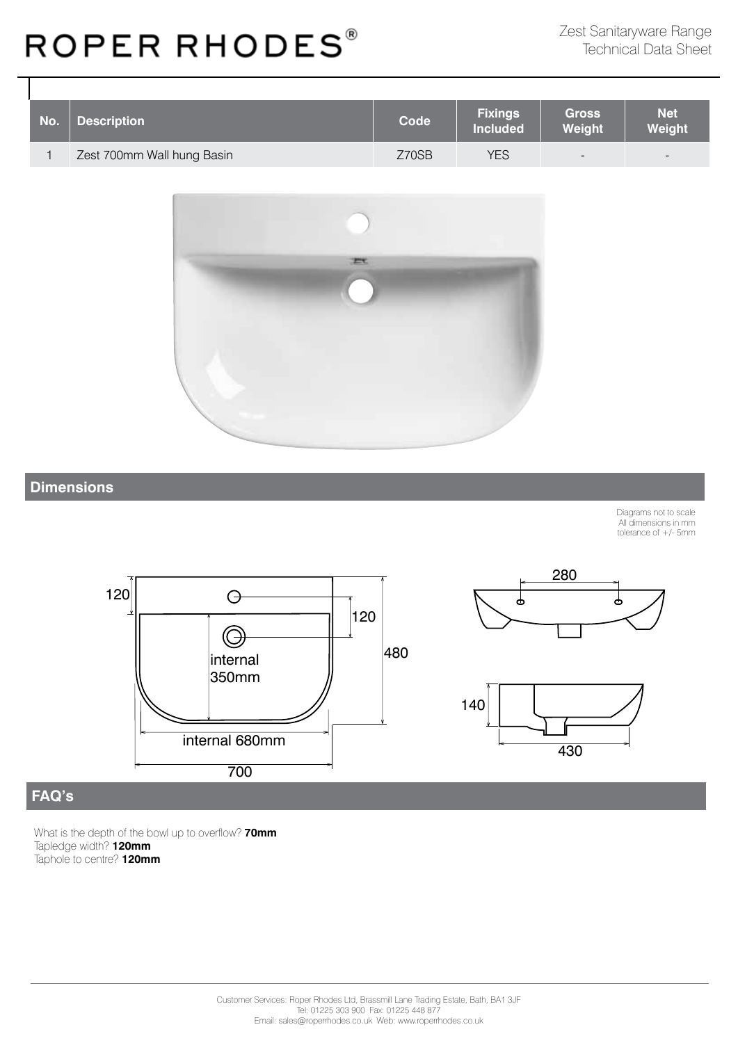# ROPER RHODES®

Zest Sanitaryware Range
Technical Data Sheet

| No. | Description | Code | Fixings Included | Gross Weight | Net Weight |
| --- | --- | --- | --- | --- | --- |
| 1 | Zest 700mm Wall hung Basin | Z70SB | YES | - | - |

## Dimensions

Diagrams not to scale
All dimensions in mm
tolerance of +/- 5mm

120
120
480
internal 350mm
internal 680mm
700
280
140
430

## FAQ's

What is the depth of the bowl up to overflow? **70mm**
Tapledge width? **120mm**
Taphole to centre? **120mm**

Customer Services: Roper Rhodes Ltd, Brassmill Lane Trading Estate, Bath, BA1 3JF
Tel: 01225 303 900 Fax: 01225 448 877
Email: sales@roperrhodes.co.uk Web: www.roperrhodes.co.uk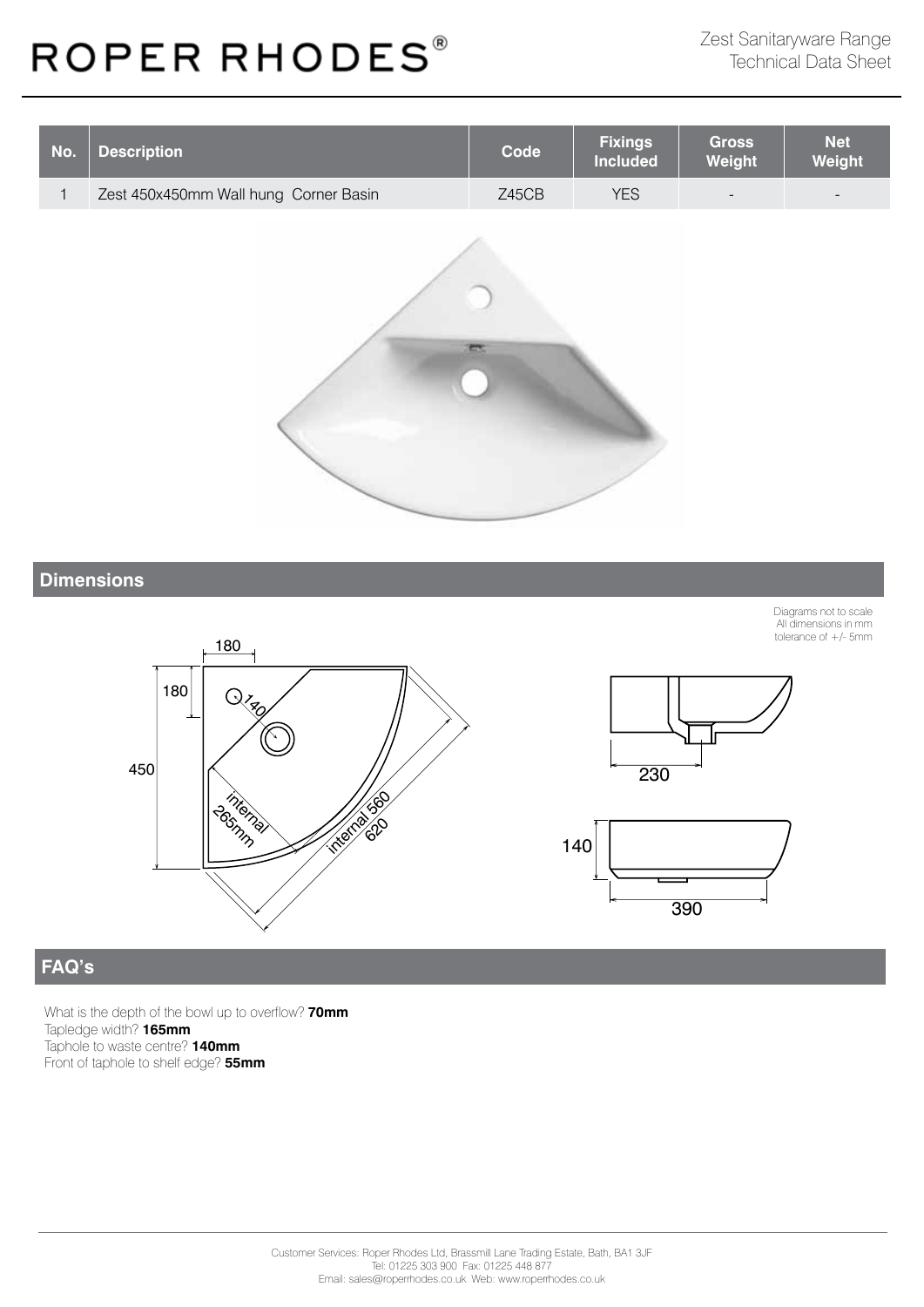# ROPER RHODES®

Zest Sanitaryware Range
Technical Data Sheet

| No. | Description | Code | Fixings Included | Gross Weight | Net Weight |
|---|---|---|---|---|---|
| 1 | Zest 450x450mm Wall hung Corner Basin | Z45CB | YES | - | - |

## Dimensions

Diagrams not to scale
All dimensions in mm
tolerance of +/- 5mm

180
180
140
450
internal 265mm
internal 560
620
230
140
390

## FAQ's

What is the depth of the bowl up to overflow? **70mm**
Tapledge width? **165mm**
Taphole to waste centre? **140mm**
Front of taphole to shelf edge? **55mm**

Customer Services: Roper Rhodes Ltd, Brassmill Lane Trading Estate, Bath, BA1 3JF
Tel: 01225 303 900 Fax: 01225 448 877
Email: sales@roperrhodes.co.uk Web: www.roperrhodes.co.uk